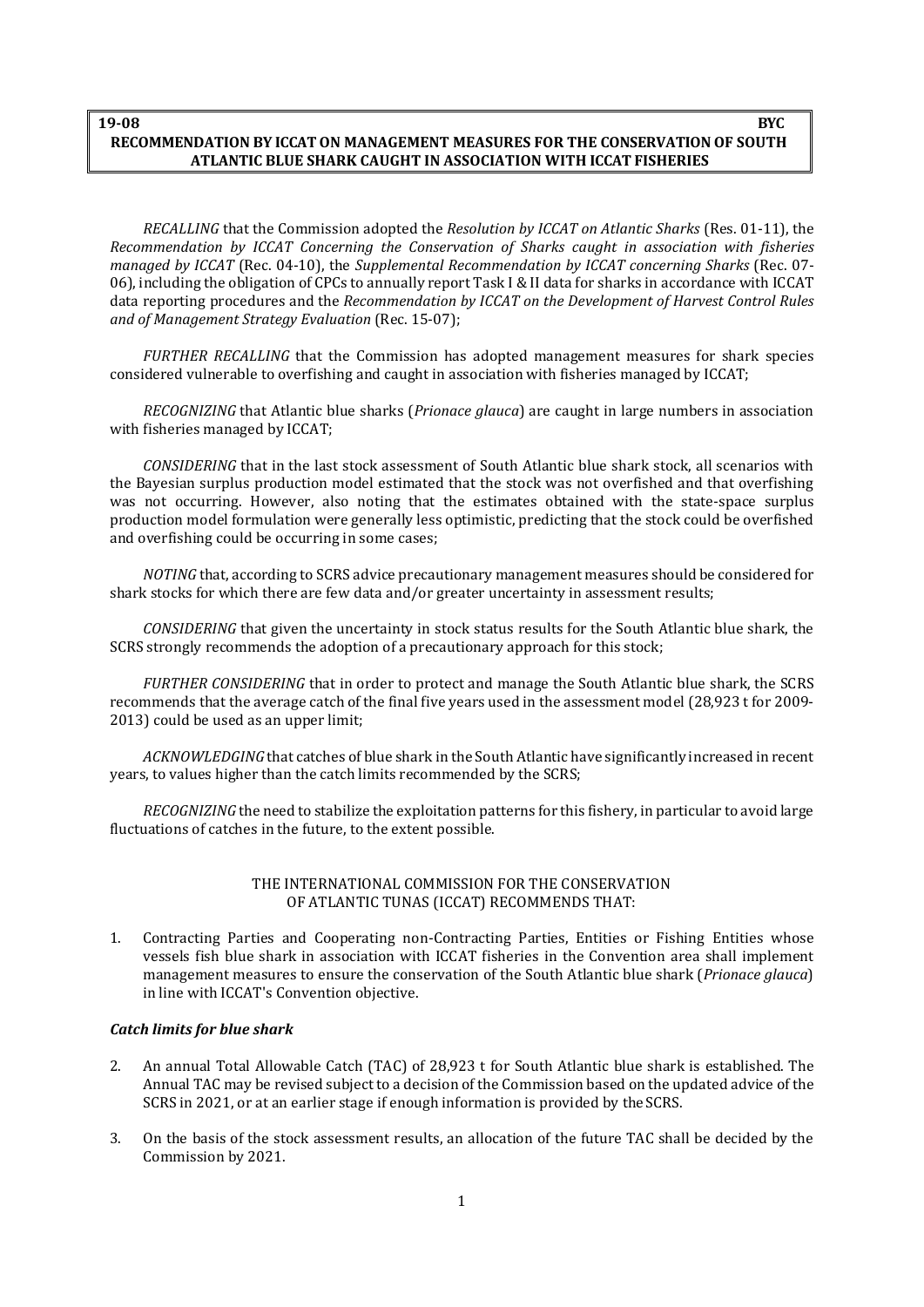**19-08 BYC**

**RECOMMENDATION BY ICCAT ON MANAGEMENT MEASURES FOR THE CONSERVATION OF SOUTH ATLANTIC BLUE SHARK CAUGHT IN ASSOCIATION WITH ICCAT FISHERIES**

*RECALLING* that the Commission adopted the *Resolution by ICCAT on Atlantic Sharks* (Res. 01-11), the *Recommendation by ICCAT Concerning the Conservation of Sharks caught in association with fisheries managed by ICCAT* (Rec. 04-10), the *Supplemental Recommendation by ICCAT concerning Sharks* (Rec. 07-06), including the obligation of CPCs to annually report Task I & II data for sharks in accordance with ICCAT data reporting procedures and the *Recommendation by ICCAT on the Development of Harvest Control Rules and of Management Strategy Evaluation* (Rec. 15-07);

*FURTHER RECALLING* that the Commission has adopted management measures for shark species considered vulnerable to overfishing and caught in association with fisheries managed by ICCAT;

*RECOGNIZING* that Atlantic blue sharks (*Prionace glauca*) are caught in large numbers in association with fisheries managed by ICCAT;

*CONSIDERING* that in the last stock assessment of South Atlantic blue shark stock, all scenarios with the Bayesian surplus production model estimated that the stock was not overfished and that overfishing was not occurring. However, also noting that the estimates obtained with the state-space surplus production model formulation were generally less optimistic, predicting that the stock could be overfished and overfishing could be occurring in some cases;

*NOTING* that, according to SCRS advice precautionary management measures should be considered for shark stocks for which there are few data and/or greater uncertainty in assessment results;

*CONSIDERING* that given the uncertainty in stock status results for the South Atlantic blue shark, the SCRS strongly recommends the adoption of a precautionary approach for this stock;

*FURTHER CONSIDERING* that in order to protect and manage the South Atlantic blue shark, the SCRS recommends that the average catch of the final five years used in the assessment model (28,923 t for 2009-2013) could be used as an upper limit;

*ACKNOWLEDGING* that catches of blue shark in the South Atlantic have significantly increased in recent years, to values higher than the catch limits recommended by the SCRS;

*RECOGNIZING* the need to stabilize the exploitation patterns for this fishery, in particular to avoid large fluctuations of catches in the future, to the extent possible.

THE INTERNATIONAL COMMISSION FOR THE CONSERVATION OF ATLANTIC TUNAS (ICCAT) RECOMMENDS THAT:

1. Contracting Parties and Cooperating non-Contracting Parties, Entities or Fishing Entities whose vessels fish blue shark in association with ICCAT fisheries in the Convention area shall implement management measures to ensure the conservation of the South Atlantic blue shark (*Prionace glauca*) in line with ICCAT's Convention objective.

***Catch limits for blue shark***

2. An annual Total Allowable Catch (TAC) of 28,923 t for South Atlantic blue shark is established. The Annual TAC may be revised subject to a decision of the Commission based on the updated advice of the SCRS in 2021, or at an earlier stage if enough information is provided by the SCRS.

3. On the basis of the stock assessment results, an allocation of the future TAC shall be decided by the Commission by 2021.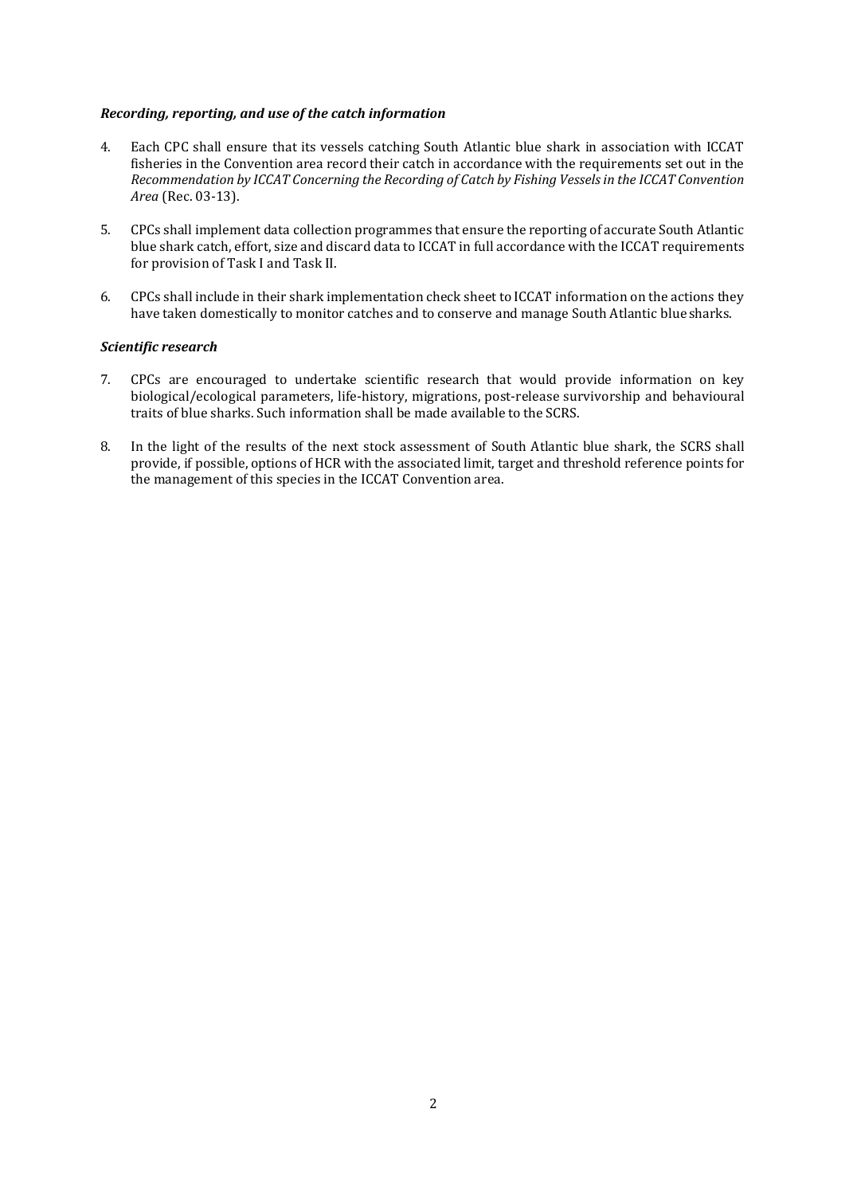***Recording, reporting, and use of the catch information***

4. Each CPC shall ensure that its vessels catching South Atlantic blue shark in association with ICCAT fisheries in the Convention area record their catch in accordance with the requirements set out in the *Recommendation by ICCAT Concerning the Recording of Catch by Fishing Vessels in the ICCAT Convention Area* (Rec. 03-13).

5. CPCs shall implement data collection programmes that ensure the reporting of accurate South Atlantic blue shark catch, effort, size and discard data to ICCAT in full accordance with the ICCAT requirements for provision of Task I and Task II.

6. CPCs shall include in their shark implementation check sheet to ICCAT information on the actions they have taken domestically to monitor catches and to conserve and manage South Atlantic blue sharks.

***Scientific research***

7. CPCs are encouraged to undertake scientific research that would provide information on key biological/ecological parameters, life-history, migrations, post-release survivorship and behavioural traits of blue sharks. Such information shall be made available to the SCRS.

8. In the light of the results of the next stock assessment of South Atlantic blue shark, the SCRS shall provide, if possible, options of HCR with the associated limit, target and threshold reference points for the management of this species in the ICCAT Convention area.